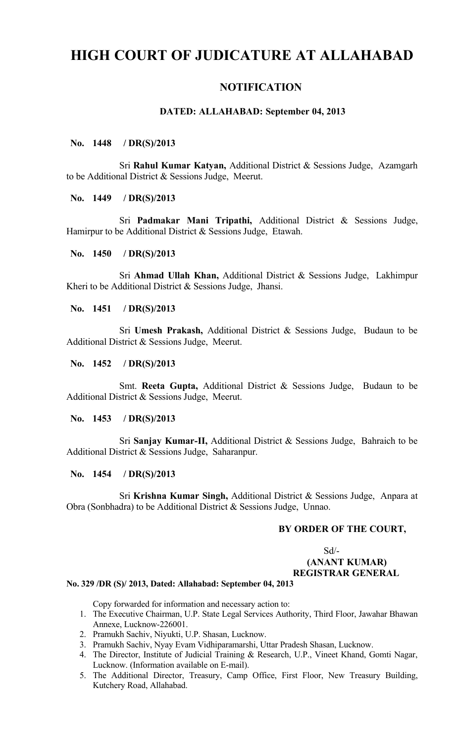# HIGH COURT OF JUDICATURE AT ALLAHABAD

## NOTIFICATION

### DATED: ALLAHABAD: September 04, 2013

**No. 1448 / DR(S)/2013**

Sri **Rahul Kumar Katyan,** Additional District & Sessions Judge, Azamgarh to be Additional District & Sessions Judge, Meerut.

**No. 1449 / DR(S)/2013**

Sri **Padmakar Mani Tripathi,** Additional District & Sessions Judge, Hamirpur to be Additional District & Sessions Judge, Etawah.

**No. 1450 / DR(S)/2013**

Sri **Ahmad Ullah Khan,** Additional District & Sessions Judge, Lakhimpur Kheri to be Additional District & Sessions Judge, Jhansi.

**No. 1451 / DR(S)/2013**

Sri **Umesh Prakash,** Additional District & Sessions Judge, Budaun to be Additional District & Sessions Judge, Meerut.

**No. 1452 / DR(S)/2013**

Smt. **Reeta Gupta,** Additional District & Sessions Judge, Budaun to be Additional District & Sessions Judge, Meerut.

**No. 1453 / DR(S)/2013**

Sri **Sanjay Kumar-II,** Additional District & Sessions Judge, Bahraich to be Additional District & Sessions Judge, Saharanpur.

**No. 1454 / DR(S)/2013**

Sri **Krishna Kumar Singh,** Additional District & Sessions Judge, Anpara at Obra (Sonbhadra) to be Additional District & Sessions Judge, Unnao.

**BY ORDER OF THE COURT,**

Sd/-
**(ANANT KUMAR)**
**REGISTRAR GENERAL**

**No. 329 /DR (S)/ 2013, Dated: Allahabad: September 04, 2013**

Copy forwarded for information and necessary action to:

1. The Executive Chairman, U.P. State Legal Services Authority, Third Floor, Jawahar Bhawan Annexe, Lucknow-226001.
2. Pramukh Sachiv, Niyukti, U.P. Shasan, Lucknow.
3. Pramukh Sachiv, Nyay Evam Vidhiparamarshi, Uttar Pradesh Shasan, Lucknow.
4. The Director, Institute of Judicial Training & Research, U.P., Vineet Khand, Gomti Nagar, Lucknow. (Information available on E-mail).
5. The Additional Director, Treasury, Camp Office, First Floor, New Treasury Building, Kutchery Road, Allahabad.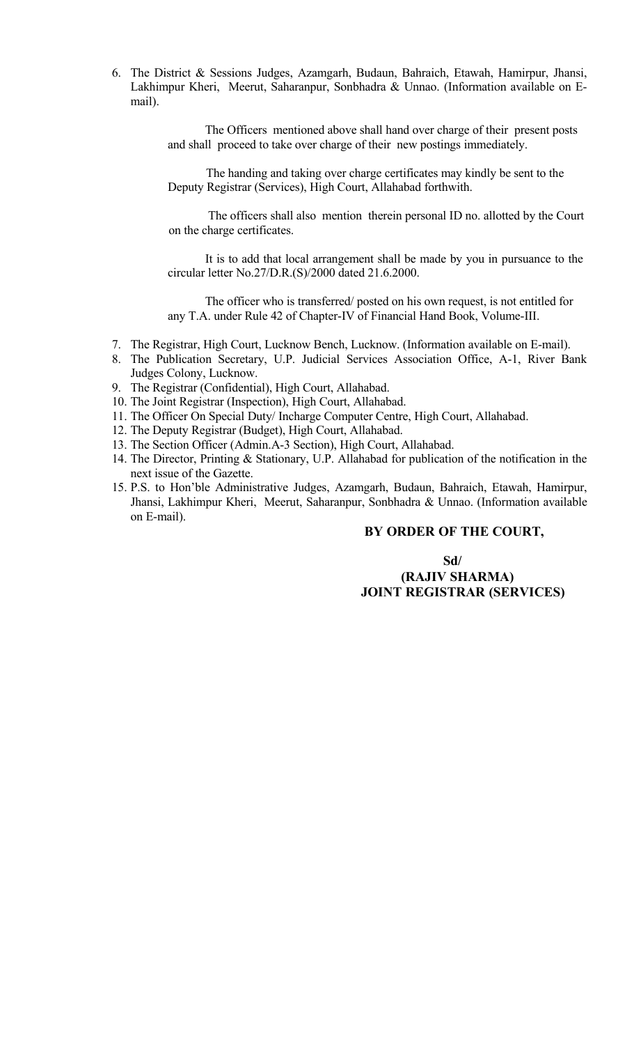6. The District & Sessions Judges, Azamgarh, Budaun, Bahraich, Etawah, Hamirpur, Jhansi, Lakhimpur Kheri, Meerut, Saharanpur, Sonbhadra & Unnao. (Information available on E-mail).

   The Officers mentioned above shall hand over charge of their present posts and shall proceed to take over charge of their new postings immediately.

   The handing and taking over charge certificates may kindly be sent to the Deputy Registrar (Services), High Court, Allahabad forthwith.

   The officers shall also mention therein personal ID no. allotted by the Court on the charge certificates.

   It is to add that local arrangement shall be made by you in pursuance to the circular letter No.27/D.R.(S)/2000 dated 21.6.2000.

   The officer who is transferred/ posted on his own request, is not entitled for any T.A. under Rule 42 of Chapter-IV of Financial Hand Book, Volume-III.

7. The Registrar, High Court, Lucknow Bench, Lucknow. (Information available on E-mail).
8. The Publication Secretary, U.P. Judicial Services Association Office, A-1, River Bank Judges Colony, Lucknow.
9. The Registrar (Confidential), High Court, Allahabad.
10. The Joint Registrar (Inspection), High Court, Allahabad.
11. The Officer On Special Duty/ Incharge Computer Centre, High Court, Allahabad.
12. The Deputy Registrar (Budget), High Court, Allahabad.
13. The Section Officer (Admin.A-3 Section), High Court, Allahabad.
14. The Director, Printing & Stationary, U.P. Allahabad for publication of the notification in the next issue of the Gazette.
15. P.S. to Hon'ble Administrative Judges, Azamgarh, Budaun, Bahraich, Etawah, Hamirpur, Jhansi, Lakhimpur Kheri, Meerut, Saharanpur, Sonbhadra & Unnao. (Information available on E-mail).

**BY ORDER OF THE COURT,**

**Sd/**
**(RAJIV SHARMA)**
**JOINT REGISTRAR (SERVICES)**